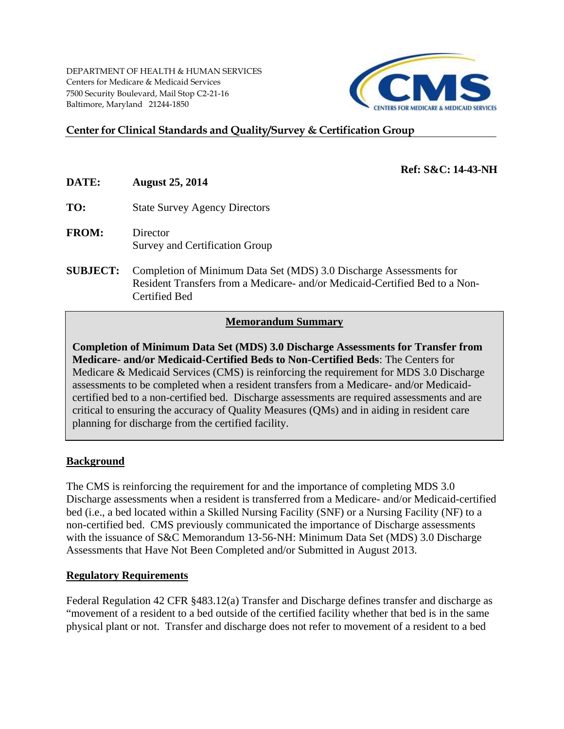DEPARTMENT OF HEALTH & HUMAN SERVICES
Centers for Medicare & Medicaid Services
7500 Security Boulevard, Mail Stop C2-21-16
Baltimore, Maryland 21244-1850

**Center for Clinical Standards and Quality/Survey & Certification Group**

**Ref: S&C: 14-43-NH**

**DATE:** **August 25, 2014**

**TO:** State Survey Agency Directors

**FROM:** Director
Survey and Certification Group

**SUBJECT:** Completion of Minimum Data Set (MDS) 3.0 Discharge Assessments for Resident Transfers from a Medicare- and/or Medicaid-Certified Bed to a Non-Certified Bed

## Memorandum Summary

**Completion of Minimum Data Set (MDS) 3.0 Discharge Assessments for Transfer from Medicare- and/or Medicaid-Certified Beds to Non-Certified Beds**: The Centers for Medicare & Medicaid Services (CMS) is reinforcing the requirement for MDS 3.0 Discharge assessments to be completed when a resident transfers from a Medicare- and/or Medicaid-certified bed to a non-certified bed. Discharge assessments are required assessments and are critical to ensuring the accuracy of Quality Measures (QMs) and in aiding in resident care planning for discharge from the certified facility.

## Background

The CMS is reinforcing the requirement for and the importance of completing MDS 3.0 Discharge assessments when a resident is transferred from a Medicare- and/or Medicaid-certified bed (i.e., a bed located within a Skilled Nursing Facility (SNF) or a Nursing Facility (NF) to a non-certified bed. CMS previously communicated the importance of Discharge assessments with the issuance of S&C Memorandum 13-56-NH: Minimum Data Set (MDS) 3.0 Discharge Assessments that Have Not Been Completed and/or Submitted in August 2013.

## Regulatory Requirements

Federal Regulation 42 CFR §483.12(a) Transfer and Discharge defines transfer and discharge as "movement of a resident to a bed outside of the certified facility whether that bed is in the same physical plant or not. Transfer and discharge does not refer to movement of a resident to a bed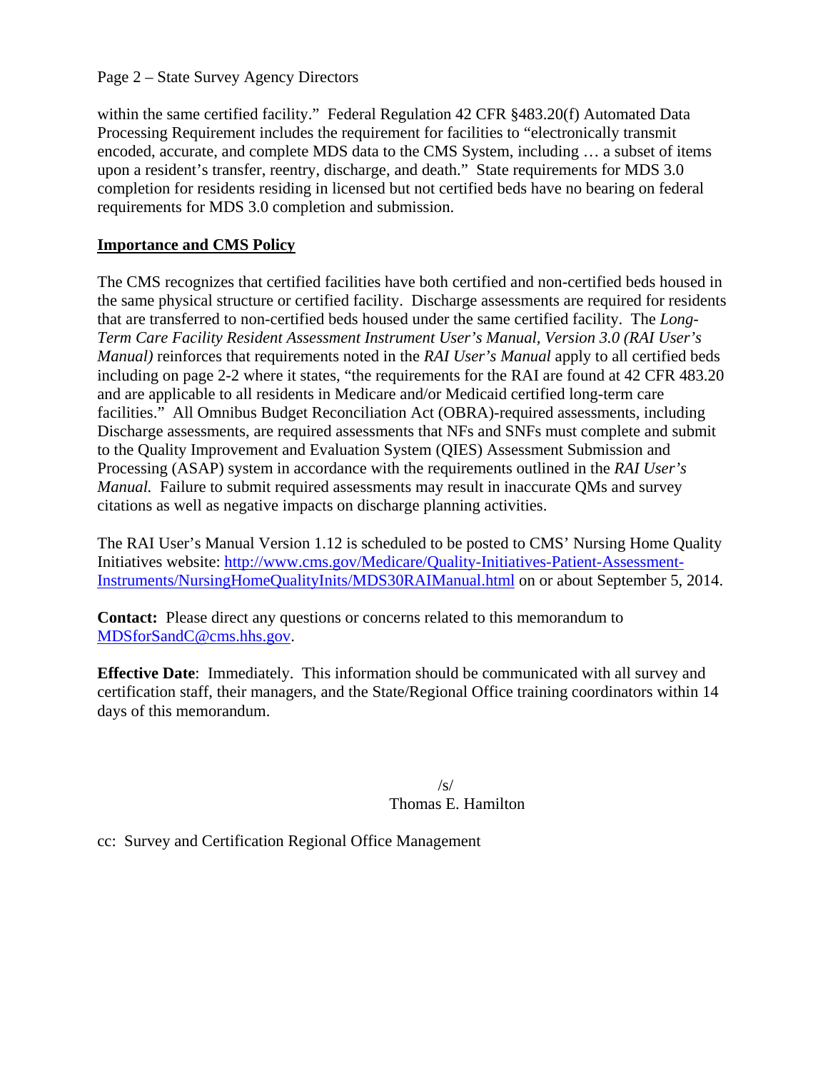within the same certified facility." Federal Regulation 42 CFR §483.20(f) Automated Data Processing Requirement includes the requirement for facilities to "electronically transmit encoded, accurate, and complete MDS data to the CMS System, including … a subset of items upon a resident's transfer, reentry, discharge, and death." State requirements for MDS 3.0 completion for residents residing in licensed but not certified beds have no bearing on federal requirements for MDS 3.0 completion and submission.

**Importance and CMS Policy**

The CMS recognizes that certified facilities have both certified and non-certified beds housed in the same physical structure or certified facility. Discharge assessments are required for residents that are transferred to non-certified beds housed under the same certified facility. The *Long-Term Care Facility Resident Assessment Instrument User's Manual*, *Version 3.0 (RAI User's Manual)* reinforces that requirements noted in the *RAI User's Manual* apply to all certified beds including on page 2-2 where it states, "the requirements for the RAI are found at 42 CFR 483.20 and are applicable to all residents in Medicare and/or Medicaid certified long-term care facilities." All Omnibus Budget Reconciliation Act (OBRA)-required assessments, including Discharge assessments, are required assessments that NFs and SNFs must complete and submit to the Quality Improvement and Evaluation System (QIES) Assessment Submission and Processing (ASAP) system in accordance with the requirements outlined in the *RAI User's Manual.* Failure to submit required assessments may result in inaccurate QMs and survey citations as well as negative impacts on discharge planning activities.

The RAI User's Manual Version 1.12 is scheduled to be posted to CMS' Nursing Home Quality Initiatives website: [http://www.cms.gov/Medicare/Quality-Initiatives-Patient-Assessment-Instruments/NursingHomeQualityInits/MDS30RAIManual.html](http://www.cms.gov/Medicare/Quality-Initiatives-Patient-Assessment-Instruments/NursingHomeQualityInits/MDS30RAIManual.html) on or about September 5, 2014.

**Contact:** Please direct any questions or concerns related to this memorandum to [MDSforSandC@cms.hhs.gov](mailto:MDSforSandC@cms.hhs.gov).

**Effective Date**: Immediately. This information should be communicated with all survey and certification staff, their managers, and the State/Regional Office training coordinators within 14 days of this memorandum.

/s/
Thomas E. Hamilton

cc: Survey and Certification Regional Office Management